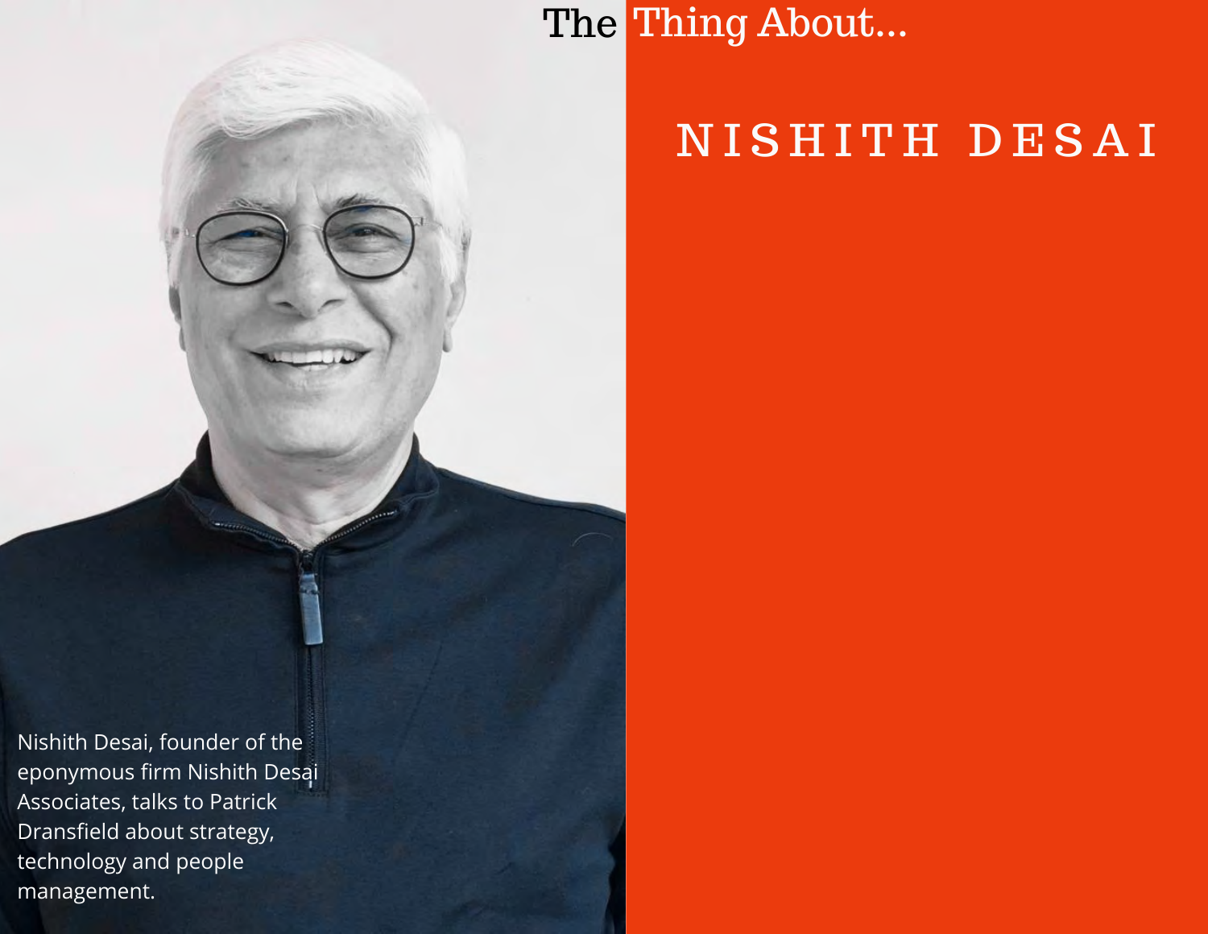# The Thing About...

## NISHITH DESAI

Nishith Desai, founder of the eponymous firm Nishith Desai Associates, talks to Patrick Dransfield about strategy, technology and people management.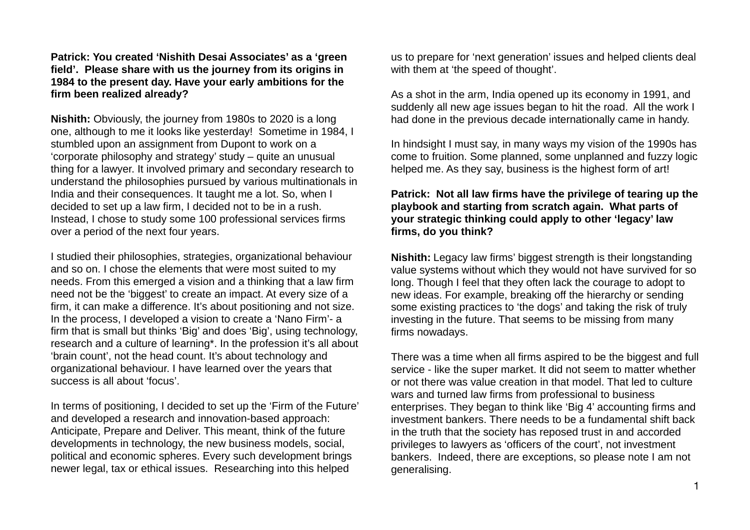**Patrick: You created 'Nishith Desai Associates' as a 'green field'. Please share with us the journey from its origins in 1984 to the present day. Have your early ambitions for the firm been realized already?**

**Nishith:** Obviously, the journey from 1980s to 2020 is a long one, although to me it looks like yesterday! Sometime in 1984, I stumbled upon an assignment from Dupont to work on a 'corporate philosophy and strategy' study – quite an unusual thing for a lawyer. It involved primary and secondary research to understand the philosophies pursued by various multinationals in India and their consequences. It taught me a lot. So, when I decided to set up a law firm, I decided not to be in a rush. Instead, I chose to study some 100 professional services firms over a period of the next four years.

I studied their philosophies, strategies, organizational behaviour and so on. I chose the elements that were most suited to my needs. From this emerged a vision and a thinking that a law firm need not be the 'biggest' to create an impact. At every size of a firm, it can make a difference. It's about positioning and not size. In the process, I developed a vision to create a 'Nano Firm'- a firm that is small but thinks 'Big' and does 'Big', using technology, research and a culture of learning*. In the profession it's all about 'brain count', not the head count. It's about technology and organizational behaviour. I have learned over the years that success is all about 'focus'.

In terms of positioning, I decided to set up the 'Firm of the Future' and developed a research and innovation-based approach: Anticipate, Prepare and Deliver. This meant, think of the future developments in technology, the new business models, social, political and economic spheres. Every such development brings newer legal, tax or ethical issues. Researching into this helped us to prepare for 'next generation' issues and helped clients deal with them at 'the speed of thought'.

As a shot in the arm, India opened up its economy in 1991, and suddenly all new age issues began to hit the road. All the work I had done in the previous decade internationally came in handy.

In hindsight I must say, in many ways my vision of the 1990s has come to fruition. Some planned, some unplanned and fuzzy logic helped me. As they say, business is the highest form of art!

**Patrick: Not all law firms have the privilege of tearing up the playbook and starting from scratch again. What parts of your strategic thinking could apply to other 'legacy' law firms, do you think?**

**Nishith:** Legacy law firms' biggest strength is their longstanding value systems without which they would not have survived for so long. Though I feel that they often lack the courage to adopt to new ideas. For example, breaking off the hierarchy or sending some existing practices to 'the dogs' and taking the risk of truly investing in the future. That seems to be missing from many firms nowadays.

There was a time when all firms aspired to be the biggest and full service - like the super market. It did not seem to matter whether or not there was value creation in that model. That led to culture wars and turned law firms from professional to business enterprises. They began to think like 'Big 4' accounting firms and investment bankers. There needs to be a fundamental shift back in the truth that the society has reposed trust in and accorded privileges to lawyers as 'officers of the court', not investment bankers. Indeed, there are exceptions, so please note I am not generalising.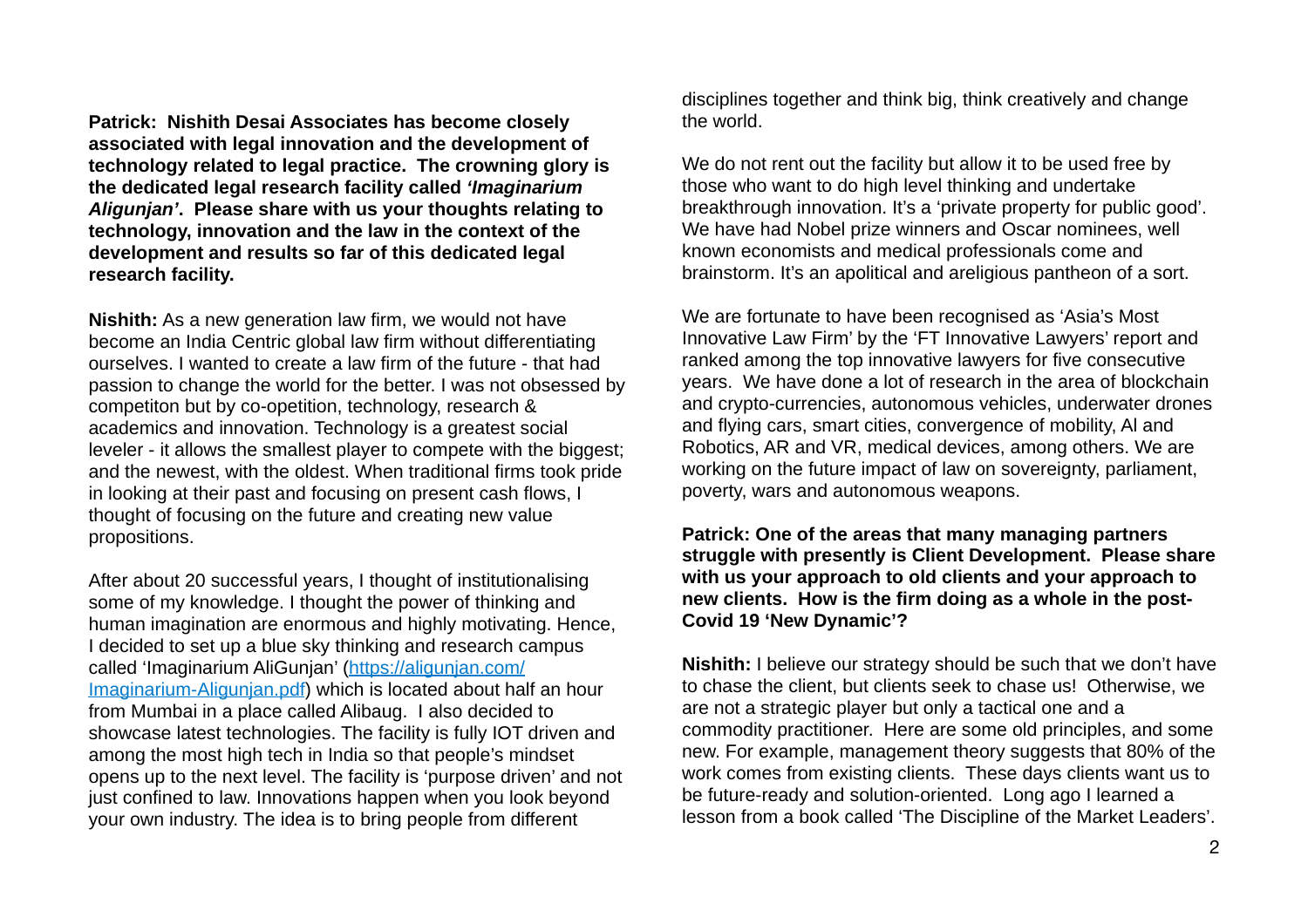**Patrick: Nishith Desai Associates has become closely associated with legal innovation and the development of technology related to legal practice. The crowning glory is the dedicated legal research facility called *'Imaginarium Aligunjan'*. Please share with us your thoughts relating to technology, innovation and the law in the context of the development and results so far of this dedicated legal research facility.**

**Nishith:** As a new generation law firm, we would not have become an India Centric global law firm without differentiating ourselves. I wanted to create a law firm of the future - that had passion to change the world for the better. I was not obsessed by competiton but by co-opetition, technology, research & academics and innovation. Technology is a greatest social leveler - it allows the smallest player to compete with the biggest; and the newest, with the oldest. When traditional firms took pride in looking at their past and focusing on present cash flows, I thought of focusing on the future and creating new value propositions.

After about 20 successful years, I thought of institutionalising some of my knowledge. I thought the power of thinking and human imagination are enormous and highly motivating. Hence, I decided to set up a blue sky thinking and research campus called 'Imaginarium AliGunjan' ([https://aligunjan.com/Imaginarium-Aligunjan.pdf](https://aligunjan.com/Imaginarium-Aligunjan.pdf)) which is located about half an hour from Mumbai in a place called Alibaug. I also decided to showcase latest technologies. The facility is fully IOT driven and among the most high tech in India so that people's mindset opens up to the next level. The facility is 'purpose driven' and not just confined to law. Innovations happen when you look beyond your own industry. The idea is to bring people from different disciplines together and think big, think creatively and change the world.

We do not rent out the facility but allow it to be used free by those who want to do high level thinking and undertake breakthrough innovation. It's a 'private property for public good'. We have had Nobel prize winners and Oscar nominees, well known economists and medical professionals come and brainstorm. It's an apolitical and areligious pantheon of a sort.

We are fortunate to have been recognised as 'Asia's Most Innovative Law Firm' by the 'FT Innovative Lawyers' report and ranked among the top innovative lawyers for five consecutive years. We have done a lot of research in the area of blockchain and crypto-currencies, autonomous vehicles, underwater drones and flying cars, smart cities, convergence of mobility, AI and Robotics, AR and VR, medical devices, among others. We are working on the future impact of law on sovereignty, parliament, poverty, wars and autonomous weapons.

**Patrick: One of the areas that many managing partners struggle with presently is Client Development. Please share with us your approach to old clients and your approach to new clients. How is the firm doing as a whole in the post-Covid 19 'New Dynamic'?**

**Nishith:** I believe our strategy should be such that we don't have to chase the client, but clients seek to chase us! Otherwise, we are not a strategic player but only a tactical one and a commodity practitioner. Here are some old principles, and some new. For example, management theory suggests that 80% of the work comes from existing clients. These days clients want us to be future-ready and solution-oriented. Long ago I learned a lesson from a book called 'The Discipline of the Market Leaders'.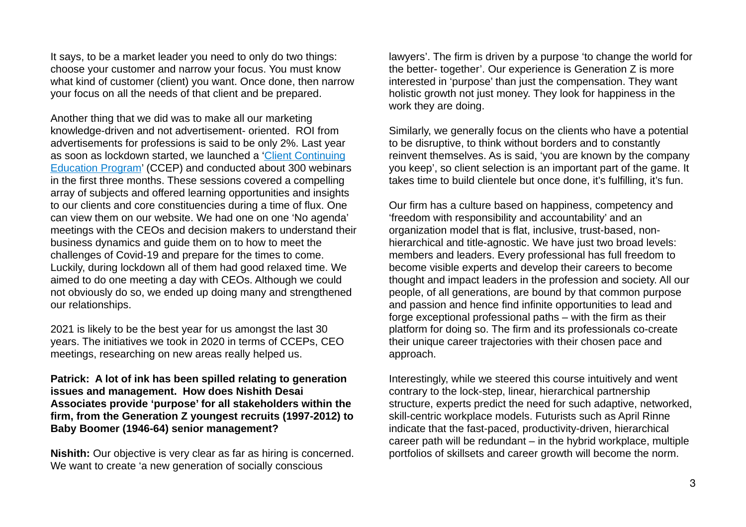It says, to be a market leader you need to only do two things: choose your customer and narrow your focus. You must know what kind of customer (client) you want. Once done, then narrow your focus on all the needs of that client and be prepared.

Another thing that we did was to make all our marketing knowledge-driven and not advertisement- oriented. ROI from advertisements for professions is said to be only 2%. Last year as soon as lockdown started, we launched a '[Client Continuing Education Program](#)' (CCEP) and conducted about 300 webinars in the first three months. These sessions covered a compelling array of subjects and offered learning opportunities and insights to our clients and core constituencies during a time of flux. One can view them on our website. We had one on one 'No agenda' meetings with the CEOs and decision makers to understand their business dynamics and guide them on to how to meet the challenges of Covid-19 and prepare for the times to come. Luckily, during lockdown all of them had good relaxed time. We aimed to do one meeting a day with CEOs. Although we could not obviously do so, we ended up doing many and strengthened our relationships.

2021 is likely to be the best year for us amongst the last 30 years. The initiatives we took in 2020 in terms of CCEPs, CEO meetings, researching on new areas really helped us.

**Patrick: A lot of ink has been spilled relating to generation issues and management. How does Nishith Desai Associates provide 'purpose' for all stakeholders within the firm, from the Generation Z youngest recruits (1997-2012) to Baby Boomer (1946-64) senior management?**

**Nishith:** Our objective is very clear as far as hiring is concerned. We want to create 'a new generation of socially conscious lawyers'. The firm is driven by a purpose 'to change the world for the better- together'. Our experience is Generation Z is more interested in 'purpose' than just the compensation. They want holistic growth not just money. They look for happiness in the work they are doing.

Similarly, we generally focus on the clients who have a potential to be disruptive, to think without borders and to constantly reinvent themselves. As is said, 'you are known by the company you keep', so client selection is an important part of the game. It takes time to build clientele but once done, it's fulfilling, it's fun.

Our firm has a culture based on happiness, competency and 'freedom with responsibility and accountability' and an organization model that is flat, inclusive, trust-based, non-hierarchical and title-agnostic. We have just two broad levels: members and leaders. Every professional has full freedom to become visible experts and develop their careers to become thought and impact leaders in the profession and society. All our people, of all generations, are bound by that common purpose and passion and hence find infinite opportunities to lead and forge exceptional professional paths – with the firm as their platform for doing so. The firm and its professionals co-create their unique career trajectories with their chosen pace and approach.

Interestingly, while we steered this course intuitively and went contrary to the lock-step, linear, hierarchical partnership structure, experts predict the need for such adaptive, networked, skill-centric workplace models. Futurists such as April Rinne indicate that the fast-paced, productivity-driven, hierarchical career path will be redundant – in the hybrid workplace, multiple portfolios of skillsets and career growth will become the norm.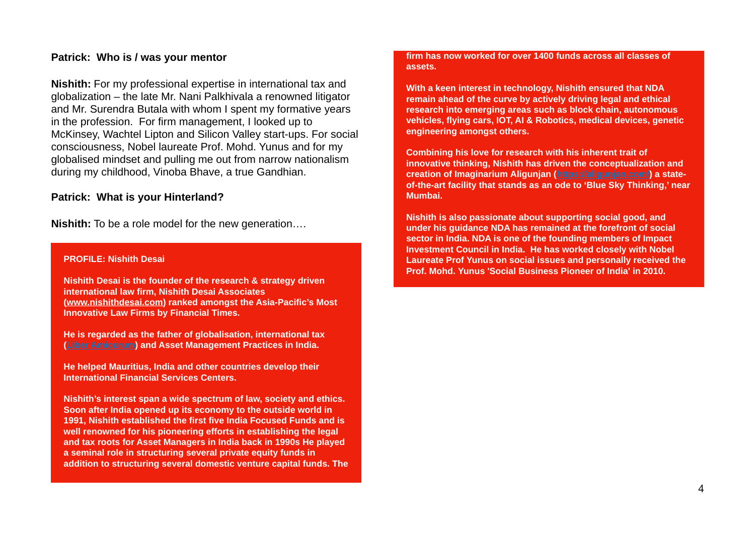**Patrick: Who is / was your mentor**

**Nishith:** For my professional expertise in international tax and globalization – the late Mr. Nani Palkhivala a renowned litigator and Mr. Surendra Butala with whom I spent my formative years in the profession. For firm management, I looked up to McKinsey, Wachtel Lipton and Silicon Valley start-ups. For social consciousness, Nobel laureate Prof. Mohd. Yunus and for my globalised mindset and pulling me out from narrow nationalism during my childhood, Vinoba Bhave, a true Gandhian.

**Patrick: What is your Hinterland?**

**Nishith:** To be a role model for the new generation….

**PROFILE: Nishith Desai**

**Nishith Desai is the founder of the research & strategy driven international law firm, Nishith Desai Associates (www.nishithdesai.com) ranked amongst the Asia-Pacific's Most Innovative Law Firms by Financial Times.**

**He is regarded as the father of globalisation, international tax (Liber Amicorum) and Asset Management Practices in India.**

**He helped Mauritius, India and other countries develop their International Financial Services Centers.**

**Nishith's interest span a wide spectrum of law, society and ethics. Soon after India opened up its economy to the outside world in 1991, Nishith established the first five India Focused Funds and is well renowned for his pioneering efforts in establishing the legal and tax roots for Asset Managers in India back in 1990s He played a seminal role in structuring several private equity funds in addition to structuring several domestic venture capital funds. The firm has now worked for over 1400 funds across all classes of assets.**

**With a keen interest in technology, Nishith ensured that NDA remain ahead of the curve by actively driving legal and ethical research into emerging areas such as block chain, autonomous vehicles, flying cars, IOT, AI & Robotics, medical devices, genetic engineering amongst others.**

**Combining his love for research with his inherent trait of innovative thinking, Nishith has driven the conceptualization and creation of Imaginarium Aligunjan (https://aligunjan.com/) a state-of-the-art facility that stands as an ode to 'Blue Sky Thinking,' near Mumbai.**

**Nishith is also passionate about supporting social good, and under his guidance NDA has remained at the forefront of social sector in India. NDA is one of the founding members of Impact Investment Council in India. He has worked closely with Nobel Laureate Prof Yunus on social issues and personally received the Prof. Mohd. Yunus 'Social Business Pioneer of India' in 2010.**